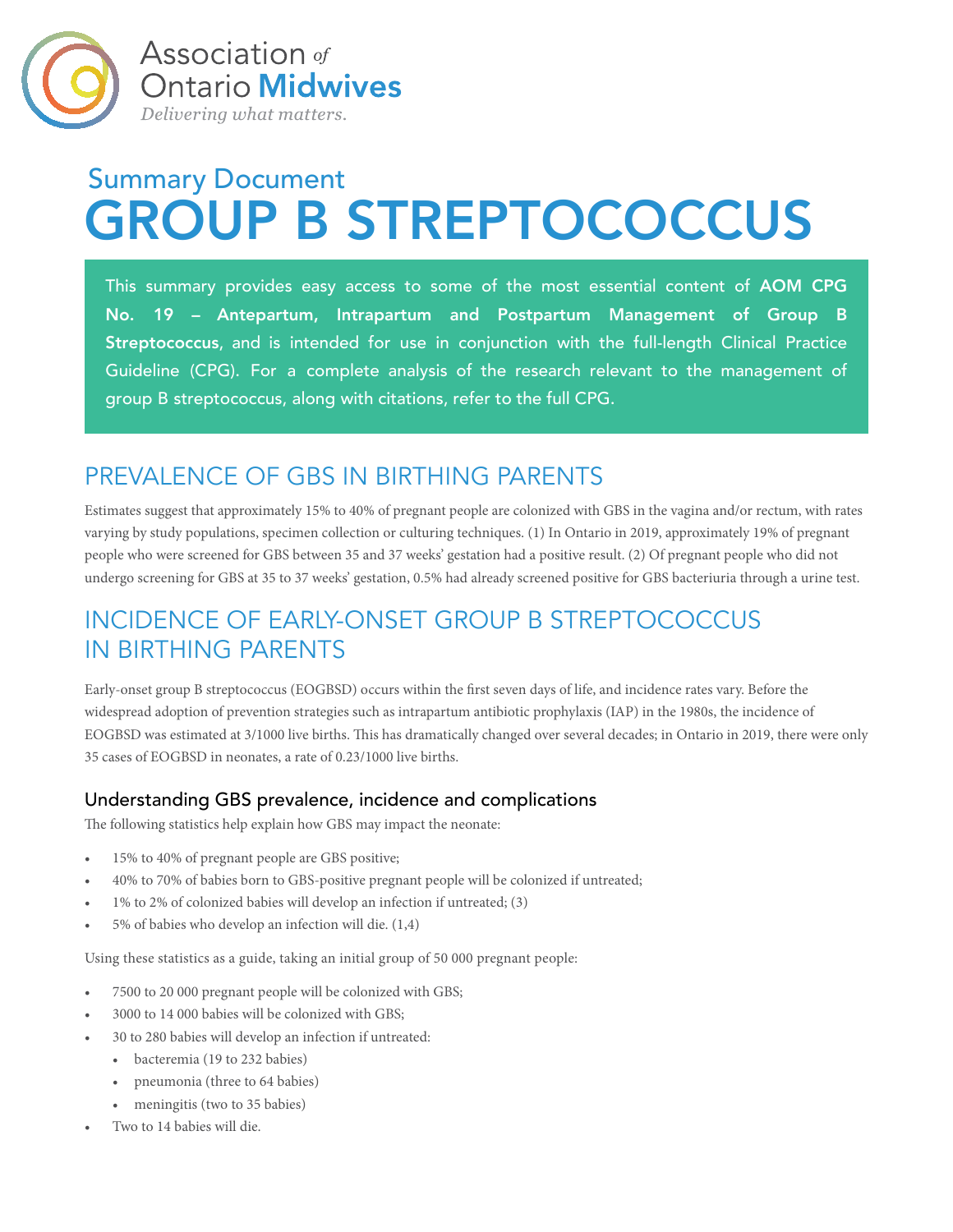Association *of* Ontario **Midwives**
*Delivering what matters.*

## Summary Document

# GROUP B STREPTOCOCCUS

This summary provides easy access to some of the most essential content of **AOM CPG No. 19 – Antepartum, Intrapartum and Postpartum Management of Group B Streptococcus**, and is intended for use in conjunction with the full-length Clinical Practice Guideline (CPG). For a complete analysis of the research relevant to the management of group B streptococcus, along with citations, refer to the full CPG.

## PREVALENCE OF GBS IN BIRTHING PARENTS

Estimates suggest that approximately 15% to 40% of pregnant people are colonized with GBS in the vagina and/or rectum, with rates varying by study populations, specimen collection or culturing techniques. (1) In Ontario in 2019, approximately 19% of pregnant people who were screened for GBS between 35 and 37 weeks' gestation had a positive result. (2) Of pregnant people who did not undergo screening for GBS at 35 to 37 weeks' gestation, 0.5% had already screened positive for GBS bacteriuria through a urine test.

## INCIDENCE OF EARLY-ONSET GROUP B STREPTOCOCCUS IN BIRTHING PARENTS

Early-onset group B streptococcus (EOGBSD) occurs within the first seven days of life, and incidence rates vary. Before the widespread adoption of prevention strategies such as intrapartum antibiotic prophylaxis (IAP) in the 1980s, the incidence of EOGBSD was estimated at 3/1000 live births. This has dramatically changed over several decades; in Ontario in 2019, there were only 35 cases of EOGBSD in neonates, a rate of 0.23/1000 live births.

### Understanding GBS prevalence, incidence and complications

The following statistics help explain how GBS may impact the neonate:

- 15% to 40% of pregnant people are GBS positive;
- 40% to 70% of babies born to GBS-positive pregnant people will be colonized if untreated;
- 1% to 2% of colonized babies will develop an infection if untreated; (3)
- 5% of babies who develop an infection will die. (1,4)

Using these statistics as a guide, taking an initial group of 50 000 pregnant people:

- 7500 to 20 000 pregnant people will be colonized with GBS;
- 3000 to 14 000 babies will be colonized with GBS;
- 30 to 280 babies will develop an infection if untreated:
  - bacteremia (19 to 232 babies)
  - pneumonia (three to 64 babies)
  - meningitis (two to 35 babies)
- Two to 14 babies will die.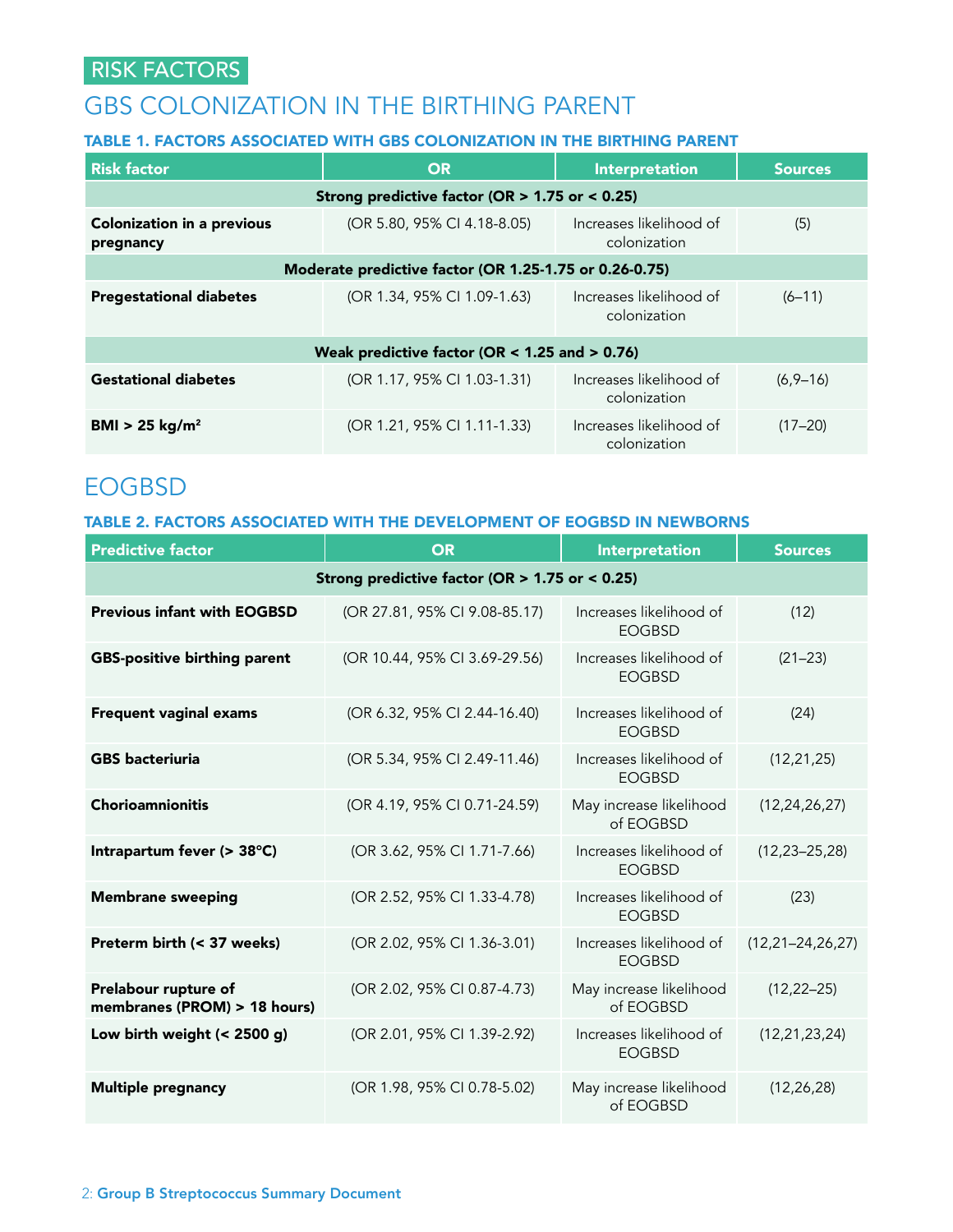# RISK FACTORS

## GBS COLONIZATION IN THE BIRTHING PARENT

### TABLE 1. FACTORS ASSOCIATED WITH GBS COLONIZATION IN THE BIRTHING PARENT

| Risk factor | OR | Interpretation | Sources |
|---|---|---|---|
| **Strong predictive factor (OR > 1.75 or < 0.25)** | | | |
| **Colonization in a previous pregnancy** | (OR 5.80, 95% CI 4.18-8.05) | Increases likelihood of colonization | (5) |
| **Moderate predictive factor (OR 1.25-1.75 or 0.26-0.75)** | | | |
| **Pregestational diabetes** | (OR 1.34, 95% CI 1.09-1.63) | Increases likelihood of colonization | (6–11) |
| **Weak predictive factor (OR < 1.25 and > 0.76)** | | | |
| **Gestational diabetes** | (OR 1.17, 95% CI 1.03-1.31) | Increases likelihood of colonization | (6,9–16) |
| **BMI > 25 kg/m²** | (OR 1.21, 95% CI 1.11-1.33) | Increases likelihood of colonization | (17–20) |

## EOGBSD

### TABLE 2. FACTORS ASSOCIATED WITH THE DEVELOPMENT OF EOGBSD IN NEWBORNS

| Predictive factor | OR | Interpretation | Sources |
|---|---|---|---|
| **Strong predictive factor (OR > 1.75 or < 0.25)** | | | |
| **Previous infant with EOGBSD** | (OR 27.81, 95% CI 9.08-85.17) | Increases likelihood of EOGBSD | (12) |
| **GBS-positive birthing parent** | (OR 10.44, 95% CI 3.69-29.56) | Increases likelihood of EOGBSD | (21–23) |
| **Frequent vaginal exams** | (OR 6.32, 95% CI 2.44-16.40) | Increases likelihood of EOGBSD | (24) |
| **GBS bacteriuria** | (OR 5.34, 95% CI 2.49-11.46) | Increases likelihood of EOGBSD | (12,21,25) |
| **Chorioamnionitis** | (OR 4.19, 95% CI 0.71-24.59) | May increase likelihood of EOGBSD | (12,24,26,27) |
| **Intrapartum fever (> 38°C)** | (OR 3.62, 95% CI 1.71-7.66) | Increases likelihood of EOGBSD | (12,23–25,28) |
| **Membrane sweeping** | (OR 2.52, 95% CI 1.33-4.78) | Increases likelihood of EOGBSD | (23) |
| **Preterm birth (< 37 weeks)** | (OR 2.02, 95% CI 1.36-3.01) | Increases likelihood of EOGBSD | (12,21–24,26,27) |
| **Prelabour rupture of membranes (PROM) > 18 hours)** | (OR 2.02, 95% CI 0.87-4.73) | May increase likelihood of EOGBSD | (12,22–25) |
| **Low birth weight (< 2500 g)** | (OR 2.01, 95% CI 1.39-2.92) | Increases likelihood of EOGBSD | (12,21,23,24) |
| **Multiple pregnancy** | (OR 1.98, 95% CI 0.78-5.02) | May increase likelihood of EOGBSD | (12,26,28) |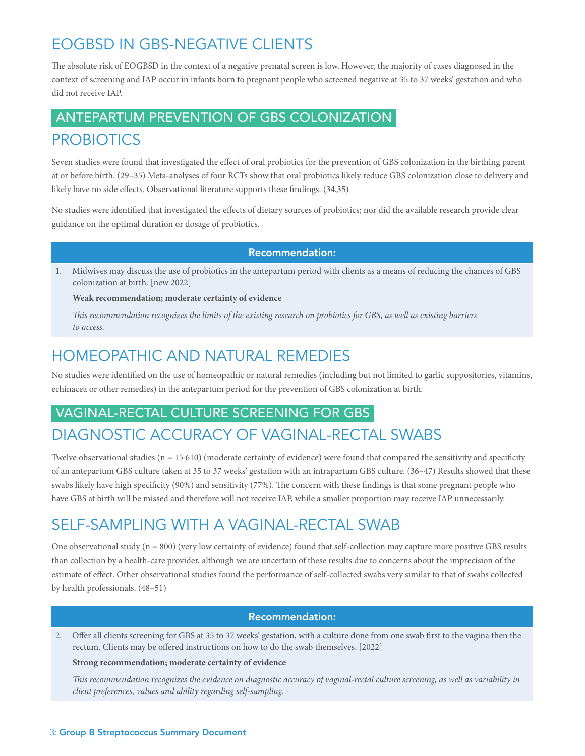## EOGBSD IN GBS-NEGATIVE CLIENTS

The absolute risk of EOGBSD in the context of a negative prenatal screen is low. However, the majority of cases diagnosed in the context of screening and IAP occur in infants born to pregnant people who screened negative at 35 to 37 weeks' gestation and who did not receive IAP.

# ANTEPARTUM PREVENTION OF GBS COLONIZATION

## PROBIOTICS

Seven studies were found that investigated the effect of oral probiotics for the prevention of GBS colonization in the birthing parent at or before birth. (29–35) Meta-analyses of four RCTs show that oral probiotics likely reduce GBS colonization close to delivery and likely have no side effects. Observational literature supports these findings. (34,35)

No studies were identified that investigated the effects of dietary sources of probiotics; nor did the available research provide clear guidance on the optimal duration or dosage of probiotics.

**Recommendation:**

1. Midwives may discuss the use of probiotics in the antepartum period with clients as a means of reducing the chances of GBS colonization at birth. [new 2022]

   **Weak recommendation; moderate certainty of evidence**

   *This recommendation recognizes the limits of the existing research on probiotics for GBS, as well as existing barriers to access.*

## HOMEOPATHIC AND NATURAL REMEDIES

No studies were identified on the use of homeopathic or natural remedies (including but not limited to garlic suppositories, vitamins, echinacea or other remedies) in the antepartum period for the prevention of GBS colonization at birth.

# VAGINAL-RECTAL CULTURE SCREENING FOR GBS

## DIAGNOSTIC ACCURACY OF VAGINAL-RECTAL SWABS

Twelve observational studies (n = 15 610) (moderate certainty of evidence) were found that compared the sensitivity and specificity of an antepartum GBS culture taken at 35 to 37 weeks' gestation with an intrapartum GBS culture. (36–47) Results showed that these swabs likely have high specificity (90%) and sensitivity (77%). The concern with these findings is that some pregnant people who have GBS at birth will be missed and therefore will not receive IAP, while a smaller proportion may receive IAP unnecessarily.

## SELF-SAMPLING WITH A VAGINAL-RECTAL SWAB

One observational study (n = 800) (very low certainty of evidence) found that self-collection may capture more positive GBS results than collection by a health-care provider, although we are uncertain of these results due to concerns about the imprecision of the estimate of effect. Other observational studies found the performance of self-collected swabs very similar to that of swabs collected by health professionals. (48–51)

**Recommendation:**

2. Offer all clients screening for GBS at 35 to 37 weeks' gestation, with a culture done from one swab first to the vagina then the rectum. Clients may be offered instructions on how to do the swab themselves. [2022]

   **Strong recommendation; moderate certainty of evidence**

   *This recommendation recognizes the evidence on diagnostic accuracy of vaginal-rectal culture screening, as well as variability in client preferences, values and ability regarding self-sampling.*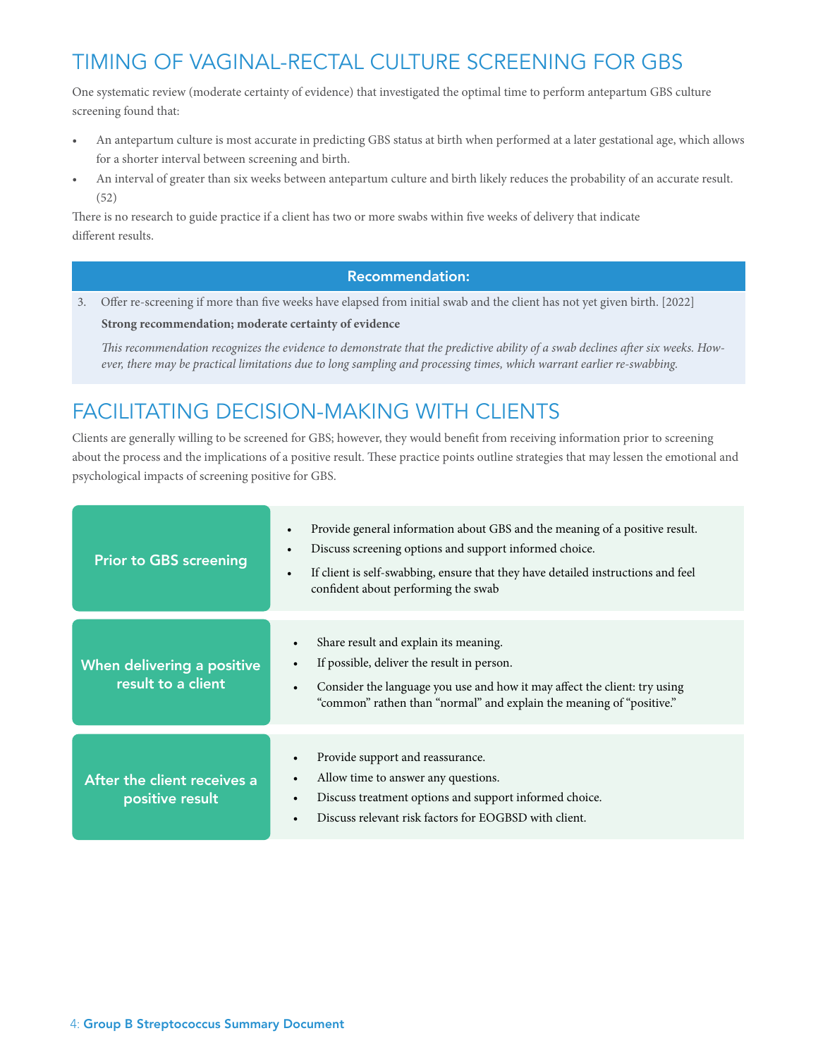## TIMING OF VAGINAL-RECTAL CULTURE SCREENING FOR GBS

One systematic review (moderate certainty of evidence) that investigated the optimal time to perform antepartum GBS culture screening found that:

- An antepartum culture is most accurate in predicting GBS status at birth when performed at a later gestational age, which allows for a shorter interval between screening and birth.
- An interval of greater than six weeks between antepartum culture and birth likely reduces the probability of an accurate result. (52)

There is no research to guide practice if a client has two or more swabs within five weeks of delivery that indicate different results.

**Recommendation:**

3. Offer re-screening if more than five weeks have elapsed from initial swab and the client has not yet given birth. [2022]

   **Strong recommendation; moderate certainty of evidence**

   *This recommendation recognizes the evidence to demonstrate that the predictive ability of a swab declines after six weeks. However, there may be practical limitations due to long sampling and processing times, which warrant earlier re-swabbing.*

## FACILITATING DECISION-MAKING WITH CLIENTS

Clients are generally willing to be screened for GBS; however, they would benefit from receiving information prior to screening about the process and the implications of a positive result. These practice points outline strategies that may lessen the emotional and psychological impacts of screening positive for GBS.

**Prior to GBS screening**

- Provide general information about GBS and the meaning of a positive result.
- Discuss screening options and support informed choice.
- If client is self-swabbing, ensure that they have detailed instructions and feel confident about performing the swab

**When delivering a positive result to a client**

- Share result and explain its meaning.
- If possible, deliver the result in person.
- Consider the language you use and how it may affect the client: try using "common" rathen than "normal" and explain the meaning of "positive."

**After the client receives a positive result**

- Provide support and reassurance.
- Allow time to answer any questions.
- Discuss treatment options and support informed choice.
- Discuss relevant risk factors for EOGBSD with client.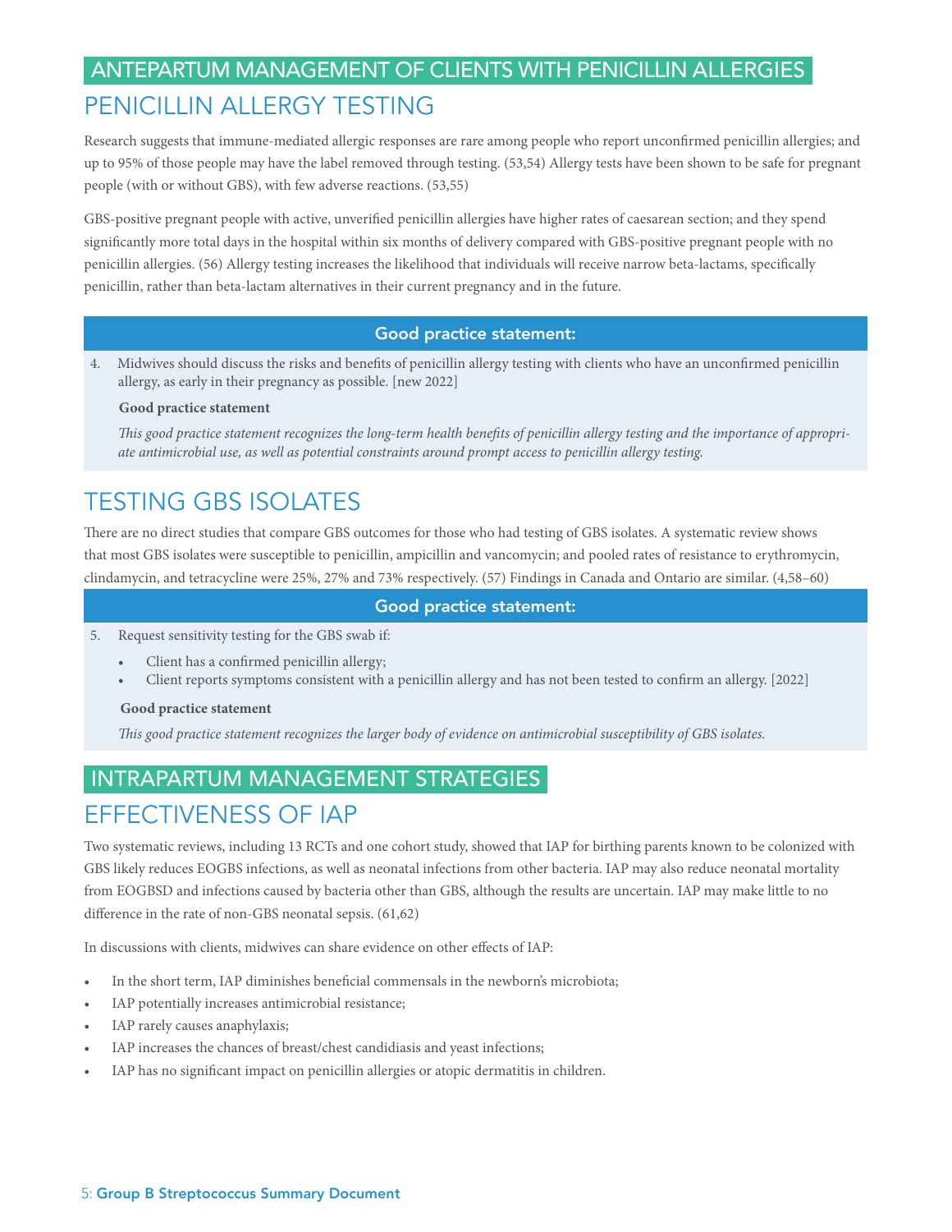## ANTEPARTUM MANAGEMENT OF CLIENTS WITH PENICILLIN ALLERGIES

### PENICILLIN ALLERGY TESTING

Research suggests that immune-mediated allergic responses are rare among people who report unconfirmed penicillin allergies; and up to 95% of those people may have the label removed through testing. (53,54) Allergy tests have been shown to be safe for pregnant people (with or without GBS), with few adverse reactions. (53,55)

GBS-positive pregnant people with active, unverified penicillin allergies have higher rates of caesarean section; and they spend significantly more total days in the hospital within six months of delivery compared with GBS-positive pregnant people with no penicillin allergies. (56) Allergy testing increases the likelihood that individuals will receive narrow beta-lactams, specifically penicillin, rather than beta-lactam alternatives in their current pregnancy and in the future.

**Good practice statement:**

4. Midwives should discuss the risks and benefits of penicillin allergy testing with clients who have an unconfirmed penicillin allergy, as early in their pregnancy as possible. [new 2022]

**Good practice statement**

*This good practice statement recognizes the long-term health benefits of penicillin allergy testing and the importance of appropriate antimicrobial use, as well as potential constraints around prompt access to penicillin allergy testing.*

### TESTING GBS ISOLATES

There are no direct studies that compare GBS outcomes for those who had testing of GBS isolates. A systematic review shows that most GBS isolates were susceptible to penicillin, ampicillin and vancomycin; and pooled rates of resistance to erythromycin, clindamycin, and tetracycline were 25%, 27% and 73% respectively. (57) Findings in Canada and Ontario are similar. (4,58–60)

**Good practice statement:**

5. Request sensitivity testing for the GBS swab if:
   - Client has a confirmed penicillin allergy;
   - Client reports symptoms consistent with a penicillin allergy and has not been tested to confirm an allergy. [2022]

**Good practice statement**

*This good practice statement recognizes the larger body of evidence on antimicrobial susceptibility of GBS isolates.*

## INTRAPARTUM MANAGEMENT STRATEGIES

### EFFECTIVENESS OF IAP

Two systematic reviews, including 13 RCTs and one cohort study, showed that IAP for birthing parents known to be colonized with GBS likely reduces EOGBS infections, as well as neonatal infections from other bacteria. IAP may also reduce neonatal mortality from EOGBSD and infections caused by bacteria other than GBS, although the results are uncertain. IAP may make little to no difference in the rate of non-GBS neonatal sepsis. (61,62)

In discussions with clients, midwives can share evidence on other effects of IAP:

- In the short term, IAP diminishes beneficial commensals in the newborn's microbiota;
- IAP potentially increases antimicrobial resistance;
- IAP rarely causes anaphylaxis;
- IAP increases the chances of breast/chest candidiasis and yeast infections;
- IAP has no significant impact on penicillin allergies or atopic dermatitis in children.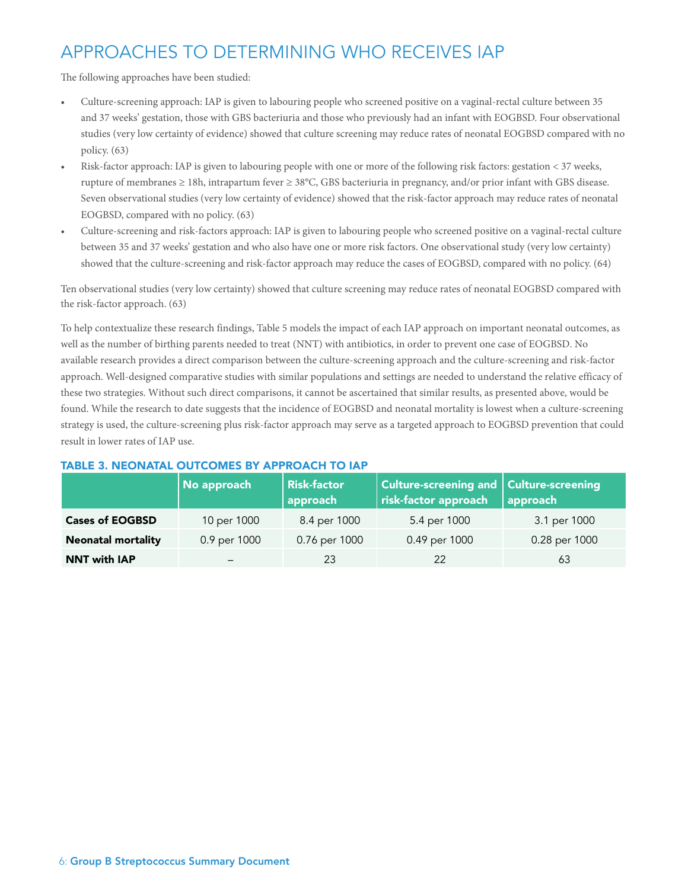## APPROACHES TO DETERMINING WHO RECEIVES IAP

The following approaches have been studied:

- Culture-screening approach: IAP is given to labouring people who screened positive on a vaginal-rectal culture between 35 and 37 weeks' gestation, those with GBS bacteriuria and those who previously had an infant with EOGBSD. Four observational studies (very low certainty of evidence) showed that culture screening may reduce rates of neonatal EOGBSD compared with no policy. (63)
- Risk-factor approach: IAP is given to labouring people with one or more of the following risk factors: gestation < 37 weeks, rupture of membranes ≥ 18h, intrapartum fever ≥ 38°C, GBS bacteriuria in pregnancy, and/or prior infant with GBS disease. Seven observational studies (very low certainty of evidence) showed that the risk-factor approach may reduce rates of neonatal EOGBSD, compared with no policy. (63)
- Culture-screening and risk-factors approach: IAP is given to labouring people who screened positive on a vaginal-rectal culture between 35 and 37 weeks' gestation and who also have one or more risk factors. One observational study (very low certainty) showed that the culture-screening and risk-factor approach may reduce the cases of EOGBSD, compared with no policy. (64)

Ten observational studies (very low certainty) showed that culture screening may reduce rates of neonatal EOGBSD compared with the risk-factor approach. (63)

To help contextualize these research findings, Table 5 models the impact of each IAP approach on important neonatal outcomes, as well as the number of birthing parents needed to treat (NNT) with antibiotics, in order to prevent one case of EOGBSD. No available research provides a direct comparison between the culture-screening approach and the culture-screening and risk-factor approach. Well-designed comparative studies with similar populations and settings are needed to understand the relative efficacy of these two strategies. Without such direct comparisons, it cannot be ascertained that similar results, as presented above, would be found. While the research to date suggests that the incidence of EOGBSD and neonatal mortality is lowest when a culture-screening strategy is used, the culture-screening plus risk-factor approach may serve as a targeted approach to EOGBSD prevention that could result in lower rates of IAP use.

### TABLE 3. NEONATAL OUTCOMES BY APPROACH TO IAP

| | No approach | Risk-factor approach | Culture-screening and risk-factor approach | Culture-screening approach |
|---|---|---|---|---|
| **Cases of EOGBSD** | 10 per 1000 | 8.4 per 1000 | 5.4 per 1000 | 3.1 per 1000 |
| **Neonatal mortality** | 0.9 per 1000 | 0.76 per 1000 | 0.49 per 1000 | 0.28 per 1000 |
| **NNT with IAP** | – | 23 | 22 | 63 |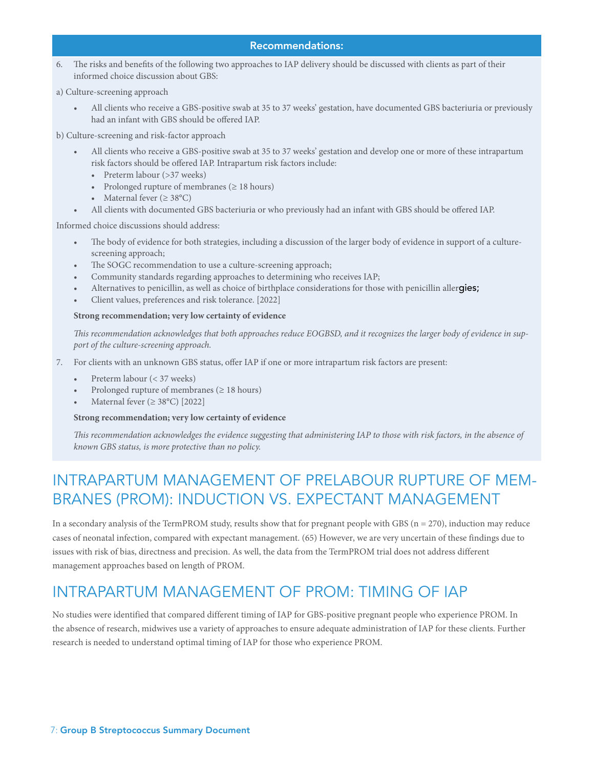**Recommendations:**

6. The risks and benefits of the following two approaches to IAP delivery should be discussed with clients as part of their informed choice discussion about GBS:

a) Culture-screening approach

- All clients who receive a GBS-positive swab at 35 to 37 weeks' gestation, have documented GBS bacteriuria or previously had an infant with GBS should be offered IAP.

b) Culture-screening and risk-factor approach

- All clients who receive a GBS-positive swab at 35 to 37 weeks' gestation and develop one or more of these intrapartum risk factors should be offered IAP. Intrapartum risk factors include:
  - Preterm labour (>37 weeks)
  - Prolonged rupture of membranes (≥ 18 hours)
  - Maternal fever (≥ 38°C)
- All clients with documented GBS bacteriuria or who previously had an infant with GBS should be offered IAP.

Informed choice discussions should address:

- The body of evidence for both strategies, including a discussion of the larger body of evidence in support of a culture-screening approach;
- The SOGC recommendation to use a culture-screening approach;
- Community standards regarding approaches to determining who receives IAP;
- Alternatives to penicillin, as well as choice of birthplace considerations for those with penicillin allergies;
- Client values, preferences and risk tolerance. [2022]

**Strong recommendation; very low certainty of evidence**

*This recommendation acknowledges that both approaches reduce EOGBSD, and it recognizes the larger body of evidence in support of the culture-screening approach.*

7. For clients with an unknown GBS status, offer IAP if one or more intrapartum risk factors are present:

- Preterm labour (< 37 weeks)
- Prolonged rupture of membranes (≥ 18 hours)
- Maternal fever (≥ 38°C) [2022]

**Strong recommendation; very low certainty of evidence**

*This recommendation acknowledges the evidence suggesting that administering IAP to those with risk factors, in the absence of known GBS status, is more protective than no policy.*

## INTRAPARTUM MANAGEMENT OF PRELABOUR RUPTURE OF MEMBRANES (PROM): INDUCTION VS. EXPECTANT MANAGEMENT

In a secondary analysis of the TermPROM study, results show that for pregnant people with GBS (n = 270), induction may reduce cases of neonatal infection, compared with expectant management. (65) However, we are very uncertain of these findings due to issues with risk of bias, directness and precision. As well, the data from the TermPROM trial does not address different management approaches based on length of PROM.

## INTRAPARTUM MANAGEMENT OF PROM: TIMING OF IAP

No studies were identified that compared different timing of IAP for GBS-positive pregnant people who experience PROM. In the absence of research, midwives use a variety of approaches to ensure adequate administration of IAP for these clients. Further research is needed to understand optimal timing of IAP for those who experience PROM.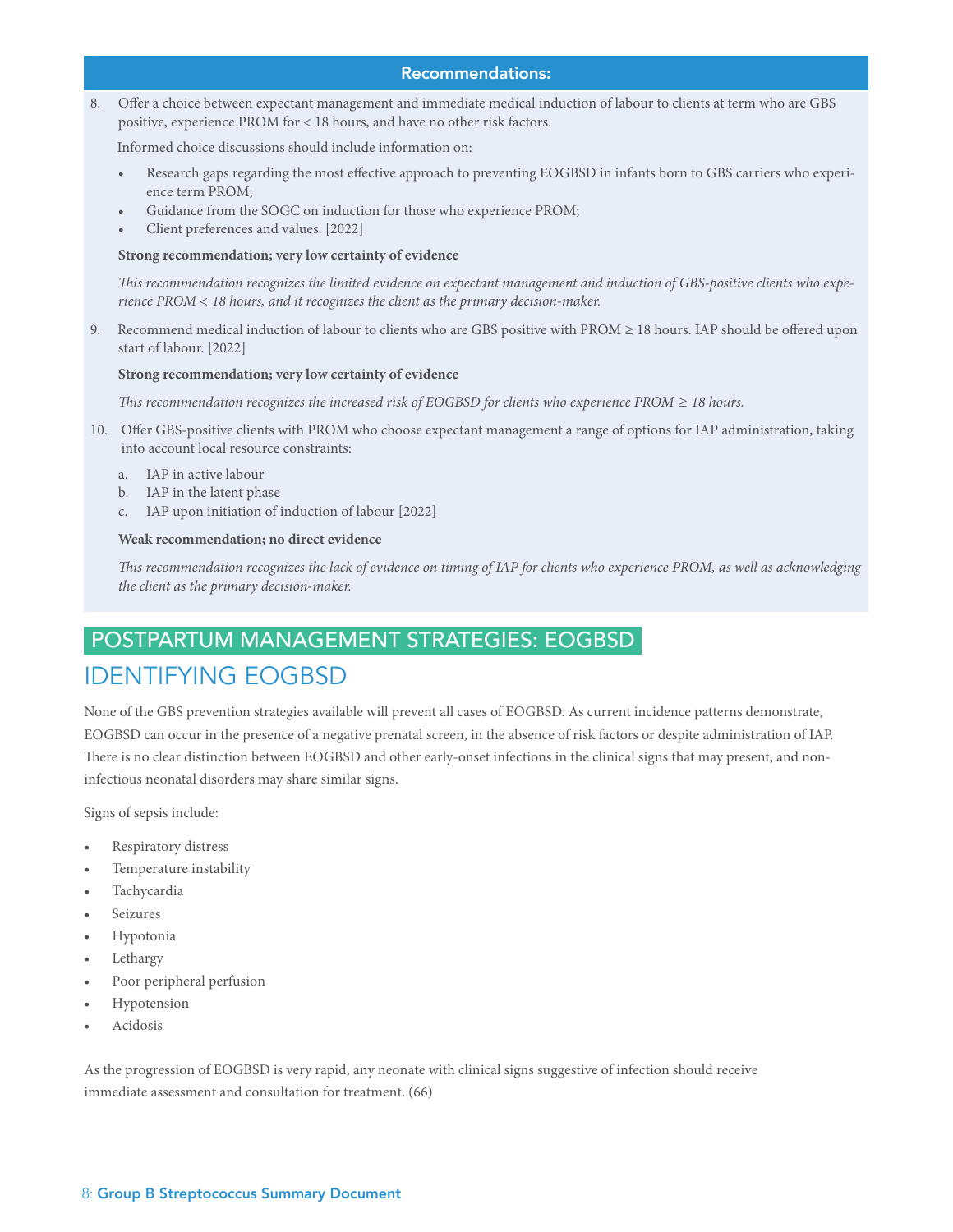**Recommendations:**

8. Offer a choice between expectant management and immediate medical induction of labour to clients at term who are GBS positive, experience PROM for < 18 hours, and have no other risk factors.

   Informed choice discussions should include information on:

   - Research gaps regarding the most effective approach to preventing EOGBSD in infants born to GBS carriers who experience term PROM;
   - Guidance from the SOGC on induction for those who experience PROM;
   - Client preferences and values. [2022]

   **Strong recommendation; very low certainty of evidence**

   *This recommendation recognizes the limited evidence on expectant management and induction of GBS-positive clients who experience PROM < 18 hours, and it recognizes the client as the primary decision-maker.*

9. Recommend medical induction of labour to clients who are GBS positive with PROM ≥ 18 hours. IAP should be offered upon start of labour. [2022]

   **Strong recommendation; very low certainty of evidence**

   *This recommendation recognizes the increased risk of EOGBSD for clients who experience PROM ≥ 18 hours.*

10. Offer GBS-positive clients with PROM who choose expectant management a range of options for IAP administration, taking into account local resource constraints:

    a. IAP in active labour
    b. IAP in the latent phase
    c. IAP upon initiation of induction of labour [2022]

    **Weak recommendation; no direct evidence**

    *This recommendation recognizes the lack of evidence on timing of IAP for clients who experience PROM, as well as acknowledging the client as the primary decision-maker.*

# POSTPARTUM MANAGEMENT STRATEGIES: EOGBSD

## IDENTIFYING EOGBSD

None of the GBS prevention strategies available will prevent all cases of EOGBSD. As current incidence patterns demonstrate, EOGBSD can occur in the presence of a negative prenatal screen, in the absence of risk factors or despite administration of IAP. There is no clear distinction between EOGBSD and other early-onset infections in the clinical signs that may present, and non-infectious neonatal disorders may share similar signs.

Signs of sepsis include:

- Respiratory distress
- Temperature instability
- Tachycardia
- Seizures
- Hypotonia
- Lethargy
- Poor peripheral perfusion
- Hypotension
- Acidosis

As the progression of EOGBSD is very rapid, any neonate with clinical signs suggestive of infection should receive immediate assessment and consultation for treatment. (66)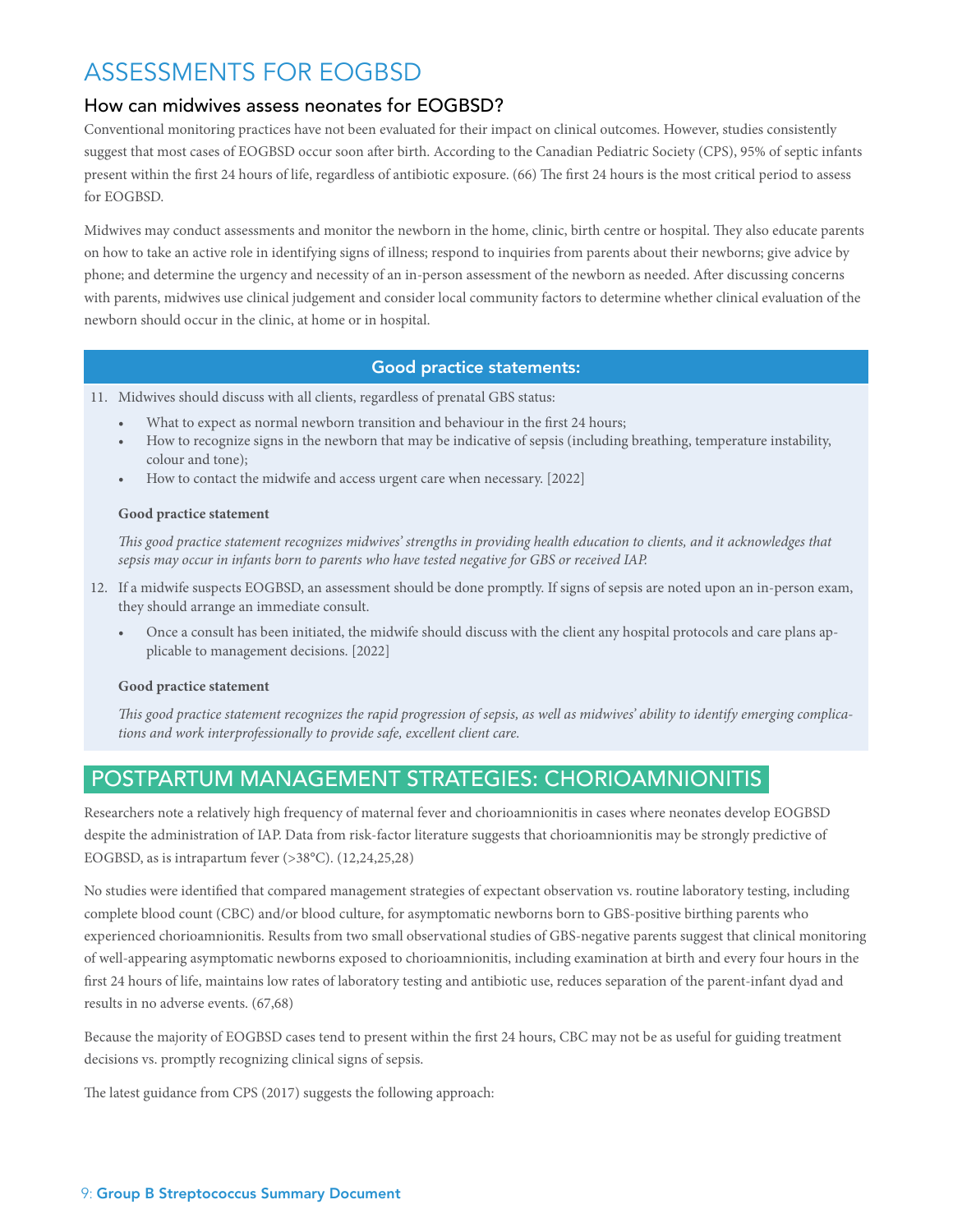# ASSESSMENTS FOR EOGBSD

## How can midwives assess neonates for EOGBSD?

Conventional monitoring practices have not been evaluated for their impact on clinical outcomes. However, studies consistently suggest that most cases of EOGBSD occur soon after birth. According to the Canadian Pediatric Society (CPS), 95% of septic infants present within the first 24 hours of life, regardless of antibiotic exposure. (66) The first 24 hours is the most critical period to assess for EOGBSD.

Midwives may conduct assessments and monitor the newborn in the home, clinic, birth centre or hospital. They also educate parents on how to take an active role in identifying signs of illness; respond to inquiries from parents about their newborns; give advice by phone; and determine the urgency and necessity of an in-person assessment of the newborn as needed. After discussing concerns with parents, midwives use clinical judgement and consider local community factors to determine whether clinical evaluation of the newborn should occur in the clinic, at home or in hospital.

### Good practice statements:

11. Midwives should discuss with all clients, regardless of prenatal GBS status:
    - What to expect as normal newborn transition and behaviour in the first 24 hours;
    - How to recognize signs in the newborn that may be indicative of sepsis (including breathing, temperature instability, colour and tone);
    - How to contact the midwife and access urgent care when necessary. [2022]

    **Good practice statement**

    *This good practice statement recognizes midwives' strengths in providing health education to clients, and it acknowledges that sepsis may occur in infants born to parents who have tested negative for GBS or received IAP.*

12. If a midwife suspects EOGBSD, an assessment should be done promptly. If signs of sepsis are noted upon an in-person exam, they should arrange an immediate consult.
    - Once a consult has been initiated, the midwife should discuss with the client any hospital protocols and care plans applicable to management decisions. [2022]

    **Good practice statement**

    *This good practice statement recognizes the rapid progression of sepsis, as well as midwives' ability to identify emerging complications and work interprofessionally to provide safe, excellent client care.*

# POSTPARTUM MANAGEMENT STRATEGIES: CHORIOAMNIONITIS

Researchers note a relatively high frequency of maternal fever and chorioamnionitis in cases where neonates develop EOGBSD despite the administration of IAP. Data from risk-factor literature suggests that chorioamnionitis may be strongly predictive of EOGBSD, as is intrapartum fever (>38°C). (12,24,25,28)

No studies were identified that compared management strategies of expectant observation vs. routine laboratory testing, including complete blood count (CBC) and/or blood culture, for asymptomatic newborns born to GBS-positive birthing parents who experienced chorioamnionitis. Results from two small observational studies of GBS-negative parents suggest that clinical monitoring of well-appearing asymptomatic newborns exposed to chorioamnionitis, including examination at birth and every four hours in the first 24 hours of life, maintains low rates of laboratory testing and antibiotic use, reduces separation of the parent-infant dyad and results in no adverse events. (67,68)

Because the majority of EOGBSD cases tend to present within the first 24 hours, CBC may not be as useful for guiding treatment decisions vs. promptly recognizing clinical signs of sepsis.

The latest guidance from CPS (2017) suggests the following approach: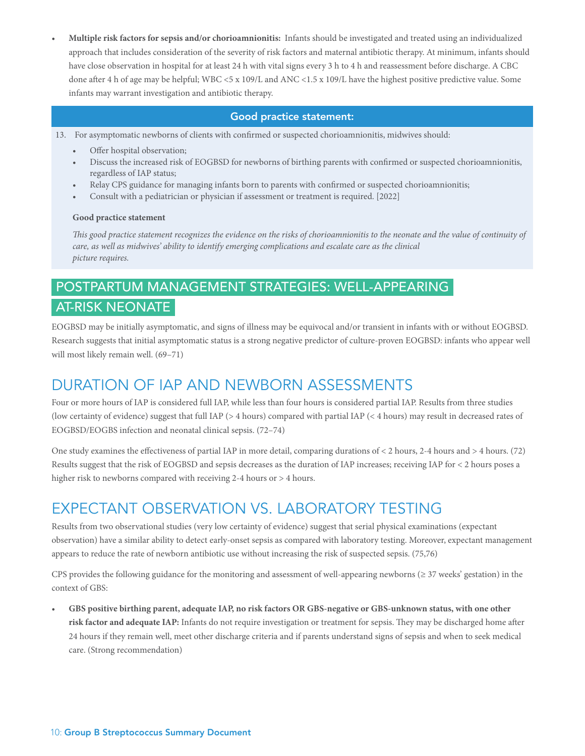- **Multiple risk factors for sepsis and/or chorioamnionitis:** Infants should be investigated and treated using an individualized approach that includes consideration of the severity of risk factors and maternal antibiotic therapy. At minimum, infants should have close observation in hospital for at least 24 h with vital signs every 3 h to 4 h and reassessment before discharge. A CBC done after 4 h of age may be helpful; WBC $<5 \times 10^9$/L and ANC $<1.5 \times 10^9$/L have the highest positive predictive value. Some infants may warrant investigation and antibiotic therapy.

**Good practice statement:**

13. For asymptomatic newborns of clients with confirmed or suspected chorioamnionitis, midwives should:
    - Offer hospital observation;
    - Discuss the increased risk of EOGBSD for newborns of birthing parents with confirmed or suspected chorioamnionitis, regardless of IAP status;
    - Relay CPS guidance for managing infants born to parents with confirmed or suspected chorioamnionitis;
    - Consult with a pediatrician or physician if assessment or treatment is required. [2022]

**Good practice statement**

*This good practice statement recognizes the evidence on the risks of chorioamnionitis to the neonate and the value of continuity of care, as well as midwives' ability to identify emerging complications and escalate care as the clinical picture requires.*

## POSTPARTUM MANAGEMENT STRATEGIES: WELL-APPEARING AT-RISK NEONATE

EOGBSD may be initially asymptomatic, and signs of illness may be equivocal and/or transient in infants with or without EOGBSD. Research suggests that initial asymptomatic status is a strong negative predictor of culture-proven EOGBSD: infants who appear well will most likely remain well. (69–71)

## DURATION OF IAP AND NEWBORN ASSESSMENTS

Four or more hours of IAP is considered full IAP, while less than four hours is considered partial IAP. Results from three studies (low certainty of evidence) suggest that full IAP (> 4 hours) compared with partial IAP (< 4 hours) may result in decreased rates of EOGBSD/EOGBS infection and neonatal clinical sepsis. (72–74)

One study examines the effectiveness of partial IAP in more detail, comparing durations of < 2 hours, 2-4 hours and > 4 hours. (72) Results suggest that the risk of EOGBSD and sepsis decreases as the duration of IAP increases; receiving IAP for < 2 hours poses a higher risk to newborns compared with receiving 2-4 hours or > 4 hours.

## EXPECTANT OBSERVATION VS. LABORATORY TESTING

Results from two observational studies (very low certainty of evidence) suggest that serial physical examinations (expectant observation) have a similar ability to detect early-onset sepsis as compared with laboratory testing. Moreover, expectant management appears to reduce the rate of newborn antibiotic use without increasing the risk of suspected sepsis. (75,76)

CPS provides the following guidance for the monitoring and assessment of well-appearing newborns (≥ 37 weeks' gestation) in the context of GBS:

- **GBS positive birthing parent, adequate IAP, no risk factors OR GBS-negative or GBS-unknown status, with one other risk factor and adequate IAP:** Infants do not require investigation or treatment for sepsis. They may be discharged home after 24 hours if they remain well, meet other discharge criteria and if parents understand signs of sepsis and when to seek medical care. (Strong recommendation)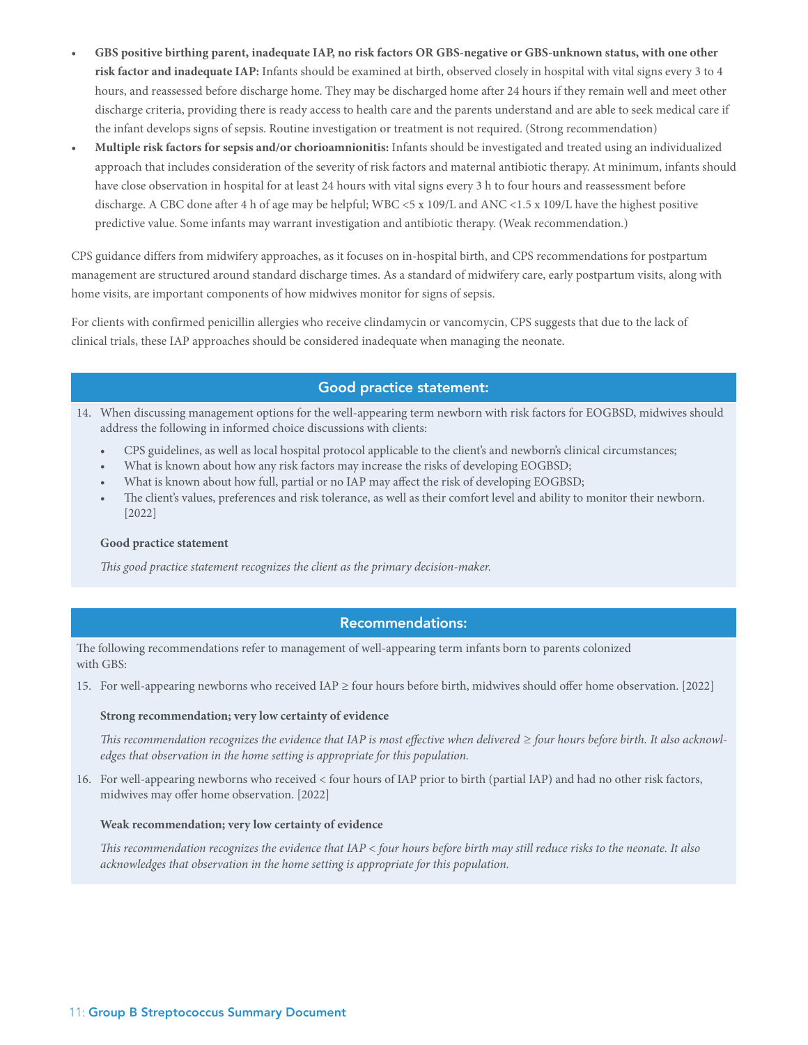- **GBS positive birthing parent, inadequate IAP, no risk factors OR GBS-negative or GBS-unknown status, with one other risk factor and inadequate IAP:** Infants should be examined at birth, observed closely in hospital with vital signs every 3 to 4 hours, and reassessed before discharge home. They may be discharged home after 24 hours if they remain well and meet other discharge criteria, providing there is ready access to health care and the parents understand and are able to seek medical care if the infant develops signs of sepsis. Routine investigation or treatment is not required. (Strong recommendation)
- **Multiple risk factors for sepsis and/or chorioamnionitis:** Infants should be investigated and treated using an individualized approach that includes consideration of the severity of risk factors and maternal antibiotic therapy. At minimum, infants should have close observation in hospital for at least 24 hours with vital signs every 3 h to four hours and reassessment before discharge. A CBC done after 4 h of age may be helpful; WBC $<5 \times 10^9/L$ and ANC $<1.5 \times 10^9/L$ have the highest positive predictive value. Some infants may warrant investigation and antibiotic therapy. (Weak recommendation.)

CPS guidance differs from midwifery approaches, as it focuses on in-hospital birth, and CPS recommendations for postpartum management are structured around standard discharge times. As a standard of midwifery care, early postpartum visits, along with home visits, are important components of how midwives monitor for signs of sepsis.

For clients with confirmed penicillin allergies who receive clindamycin or vancomycin, CPS suggests that due to the lack of clinical trials, these IAP approaches should be considered inadequate when managing the neonate.

## Good practice statement:

14. When discussing management options for the well-appearing term newborn with risk factors for EOGBSD, midwives should address the following in informed choice discussions with clients:
    - CPS guidelines, as well as local hospital protocol applicable to the client's and newborn's clinical circumstances;
    - What is known about how any risk factors may increase the risks of developing EOGBSD;
    - What is known about how full, partial or no IAP may affect the risk of developing EOGBSD;
    - The client's values, preferences and risk tolerance, as well as their comfort level and ability to monitor their newborn. [2022]

    **Good practice statement**

    *This good practice statement recognizes the client as the primary decision-maker.*

## Recommendations:

The following recommendations refer to management of well-appearing term infants born to parents colonized with GBS:

15. For well-appearing newborns who received IAP ≥ four hours before birth, midwives should offer home observation. [2022]

    **Strong recommendation; very low certainty of evidence**

    *This recommendation recognizes the evidence that IAP is most effective when delivered ≥ four hours before birth. It also acknowledges that observation in the home setting is appropriate for this population.*

16. For well-appearing newborns who received < four hours of IAP prior to birth (partial IAP) and had no other risk factors, midwives may offer home observation. [2022]

    **Weak recommendation; very low certainty of evidence**

    *This recommendation recognizes the evidence that IAP < four hours before birth may still reduce risks to the neonate. It also acknowledges that observation in the home setting is appropriate for this population.*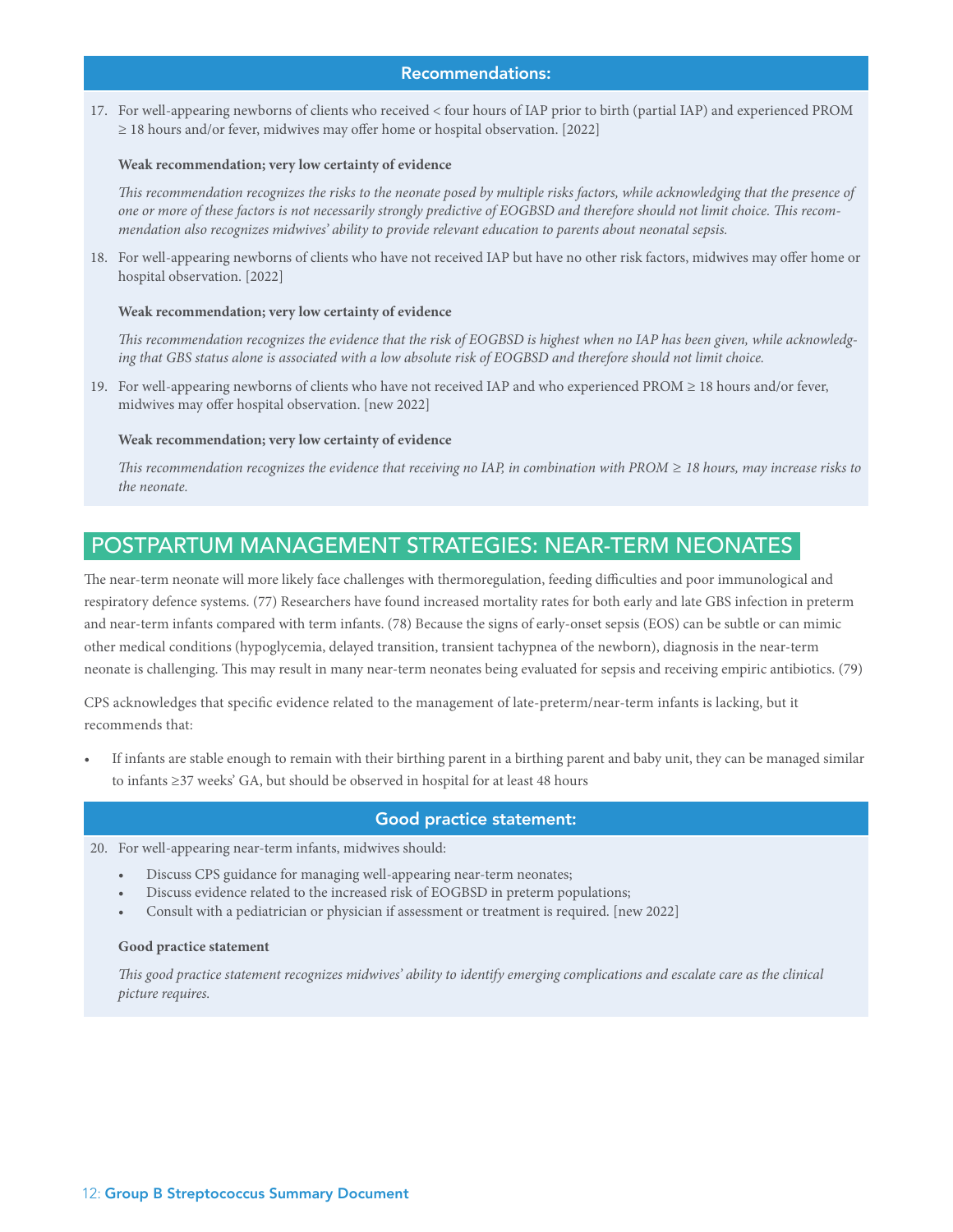### Recommendations:

17. For well-appearing newborns of clients who received < four hours of IAP prior to birth (partial IAP) and experienced PROM ≥ 18 hours and/or fever, midwives may offer home or hospital observation. [2022]

    **Weak recommendation; very low certainty of evidence**

    *This recommendation recognizes the risks to the neonate posed by multiple risks factors, while acknowledging that the presence of one or more of these factors is not necessarily strongly predictive of EOGBSD and therefore should not limit choice. This recommendation also recognizes midwives' ability to provide relevant education to parents about neonatal sepsis.*

18. For well-appearing newborns of clients who have not received IAP but have no other risk factors, midwives may offer home or hospital observation. [2022]

    **Weak recommendation; very low certainty of evidence**

    *This recommendation recognizes the evidence that the risk of EOGBSD is highest when no IAP has been given, while acknowledging that GBS status alone is associated with a low absolute risk of EOGBSD and therefore should not limit choice.*

19. For well-appearing newborns of clients who have not received IAP and who experienced PROM ≥ 18 hours and/or fever, midwives may offer hospital observation. [new 2022]

    **Weak recommendation; very low certainty of evidence**

    *This recommendation recognizes the evidence that receiving no IAP, in combination with PROM ≥ 18 hours, may increase risks to the neonate.*

## POSTPARTUM MANAGEMENT STRATEGIES: NEAR-TERM NEONATES

The near-term neonate will more likely face challenges with thermoregulation, feeding difficulties and poor immunological and respiratory defence systems. (77) Researchers have found increased mortality rates for both early and late GBS infection in preterm and near-term infants compared with term infants. (78) Because the signs of early-onset sepsis (EOS) can be subtle or can mimic other medical conditions (hypoglycemia, delayed transition, transient tachypnea of the newborn), diagnosis in the near-term neonate is challenging. This may result in many near-term neonates being evaluated for sepsis and receiving empiric antibiotics. (79)

CPS acknowledges that specific evidence related to the management of late-preterm/near-term infants is lacking, but it recommends that:

- If infants are stable enough to remain with their birthing parent in a birthing parent and baby unit, they can be managed similar to infants ≥37 weeks' GA, but should be observed in hospital for at least 48 hours

### Good practice statement:

20. For well-appearing near-term infants, midwives should:
    - Discuss CPS guidance for managing well-appearing near-term neonates;
    - Discuss evidence related to the increased risk of EOGBSD in preterm populations;
    - Consult with a pediatrician or physician if assessment or treatment is required. [new 2022]

    **Good practice statement**

    *This good practice statement recognizes midwives' ability to identify emerging complications and escalate care as the clinical picture requires.*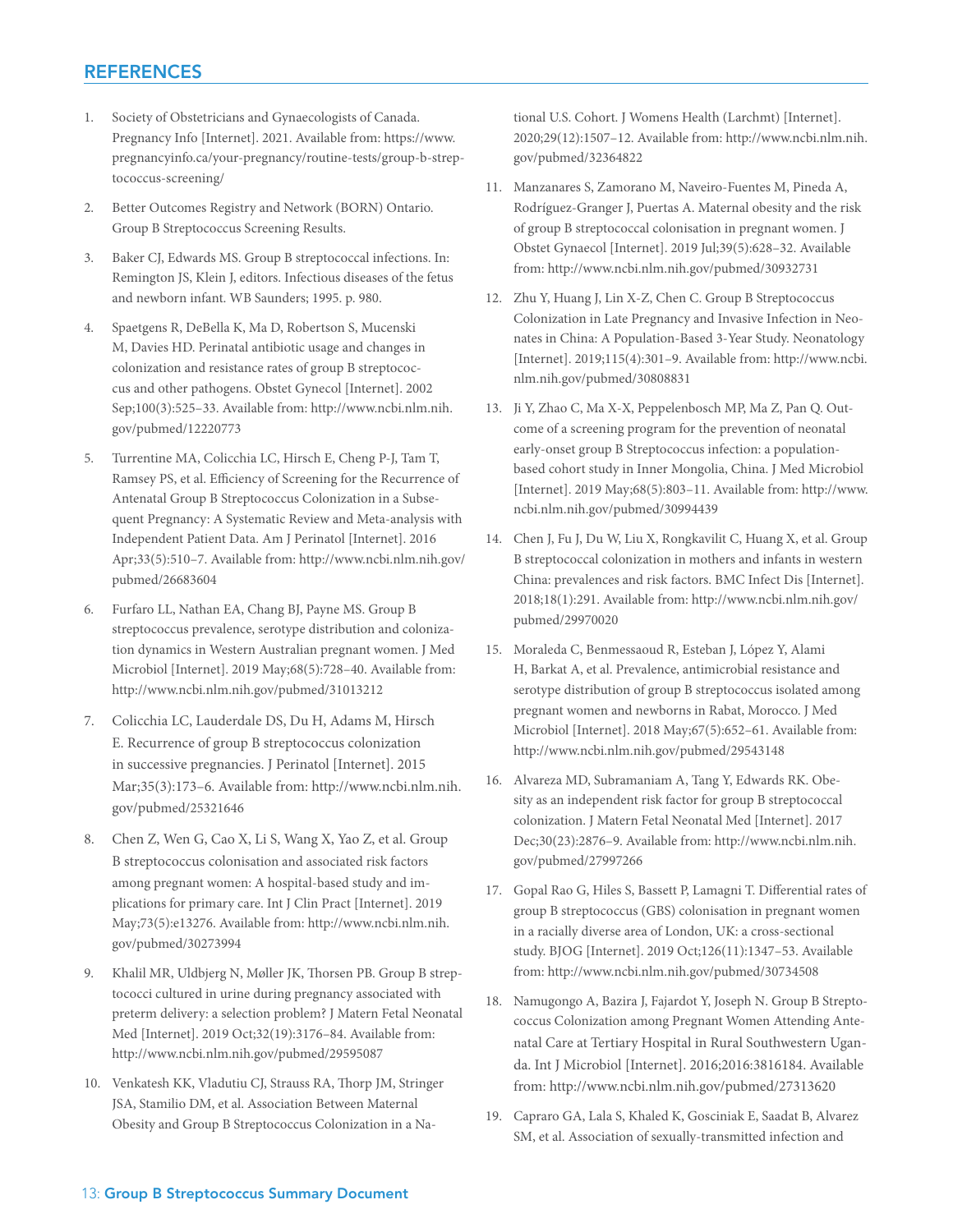## REFERENCES

1. Society of Obstetricians and Gynaecologists of Canada. Pregnancy Info [Internet]. 2021. Available from: https://www.pregnancyinfo.ca/your-pregnancy/routine-tests/group-b-streptococcus-screening/
2. Better Outcomes Registry and Network (BORN) Ontario. Group B Streptococcus Screening Results.
3. Baker CJ, Edwards MS. Group B streptococcal infections. In: Remington JS, Klein J, editors. Infectious diseases of the fetus and newborn infant. WB Saunders; 1995. p. 980.
4. Spaetgens R, DeBella K, Ma D, Robertson S, Mucenski M, Davies HD. Perinatal antibiotic usage and changes in colonization and resistance rates of group B streptococcus and other pathogens. Obstet Gynecol [Internet]. 2002 Sep;100(3):525–33. Available from: http://www.ncbi.nlm.nih.gov/pubmed/12220773
5. Turrentine MA, Colicchia LC, Hirsch E, Cheng P-J, Tam T, Ramsey PS, et al. Efficiency of Screening for the Recurrence of Antenatal Group B Streptococcus Colonization in a Subsequent Pregnancy: A Systematic Review and Meta-analysis with Independent Patient Data. Am J Perinatol [Internet]. 2016 Apr;33(5):510–7. Available from: http://www.ncbi.nlm.nih.gov/pubmed/26683604
6. Furfaro LL, Nathan EA, Chang BJ, Payne MS. Group B streptococcus prevalence, serotype distribution and colonization dynamics in Western Australian pregnant women. J Med Microbiol [Internet]. 2019 May;68(5):728–40. Available from: http://www.ncbi.nlm.nih.gov/pubmed/31013212
7. Colicchia LC, Lauderdale DS, Du H, Adams M, Hirsch E. Recurrence of group B streptococcus colonization in successive pregnancies. J Perinatol [Internet]. 2015 Mar;35(3):173–6. Available from: http://www.ncbi.nlm.nih.gov/pubmed/25321646
8. Chen Z, Wen G, Cao X, Li S, Wang X, Yao Z, et al. Group B streptococcus colonisation and associated risk factors among pregnant women: A hospital-based study and implications for primary care. Int J Clin Pract [Internet]. 2019 May;73(5):e13276. Available from: http://www.ncbi.nlm.nih.gov/pubmed/30273994
9. Khalil MR, Uldbjerg N, Møller JK, Thorsen PB. Group B streptococci cultured in urine during pregnancy associated with preterm delivery: a selection problem? J Matern Fetal Neonatal Med [Internet]. 2019 Oct;32(19):3176–84. Available from: http://www.ncbi.nlm.nih.gov/pubmed/29595087
10. Venkatesh KK, Vladutiu CJ, Strauss RA, Thorp JM, Stringer JSA, Stamilio DM, et al. Association Between Maternal Obesity and Group B Streptococcus Colonization in a National U.S. Cohort. J Womens Health (Larchmt) [Internet]. 2020;29(12):1507–12. Available from: http://www.ncbi.nlm.nih.gov/pubmed/32364822
11. Manzanares S, Zamorano M, Naveiro-Fuentes M, Pineda A, Rodríguez-Granger J, Puertas A. Maternal obesity and the risk of group B streptococcal colonisation in pregnant women. J Obstet Gynaecol [Internet]. 2019 Jul;39(5):628–32. Available from: http://www.ncbi.nlm.nih.gov/pubmed/30932731
12. Zhu Y, Huang J, Lin X-Z, Chen C. Group B Streptococcus Colonization in Late Pregnancy and Invasive Infection in Neonates in China: A Population-Based 3-Year Study. Neonatology [Internet]. 2019;115(4):301–9. Available from: http://www.ncbi.nlm.nih.gov/pubmed/30808831
13. Ji Y, Zhao C, Ma X-X, Peppelenbosch MP, Ma Z, Pan Q. Outcome of a screening program for the prevention of neonatal early-onset group B Streptococcus infection: a population-based cohort study in Inner Mongolia, China. J Med Microbiol [Internet]. 2019 May;68(5):803–11. Available from: http://www.ncbi.nlm.nih.gov/pubmed/30994439
14. Chen J, Fu J, Du W, Liu X, Rongkavilit C, Huang X, et al. Group B streptococcal colonization in mothers and infants in western China: prevalences and risk factors. BMC Infect Dis [Internet]. 2018;18(1):291. Available from: http://www.ncbi.nlm.nih.gov/pubmed/29970020
15. Moraleda C, Benmessaoud R, Esteban J, López Y, Alami H, Barkat A, et al. Prevalence, antimicrobial resistance and serotype distribution of group B streptococcus isolated among pregnant women and newborns in Rabat, Morocco. J Med Microbiol [Internet]. 2018 May;67(5):652–61. Available from: http://www.ncbi.nlm.nih.gov/pubmed/29543148
16. Alvareza MD, Subramaniam A, Tang Y, Edwards RK. Obesity as an independent risk factor for group B streptococcal colonization. J Matern Fetal Neonatal Med [Internet]. 2017 Dec;30(23):2876–9. Available from: http://www.ncbi.nlm.nih.gov/pubmed/27997266
17. Gopal Rao G, Hiles S, Bassett P, Lamagni T. Differential rates of group B streptococcus (GBS) colonisation in pregnant women in a racially diverse area of London, UK: a cross-sectional study. BJOG [Internet]. 2019 Oct;126(11):1347–53. Available from: http://www.ncbi.nlm.nih.gov/pubmed/30734508
18. Namugongo A, Bazira J, Fajardot Y, Joseph N. Group B Streptococcus Colonization among Pregnant Women Attending Antenatal Care at Tertiary Hospital in Rural Southwestern Uganda. Int J Microbiol [Internet]. 2016;2016:3816184. Available from: http://www.ncbi.nlm.nih.gov/pubmed/27313620
19. Capraro GA, Lala S, Khaled K, Gosciniak E, Saadat B, Alvarez SM, et al. Association of sexually-transmitted infection and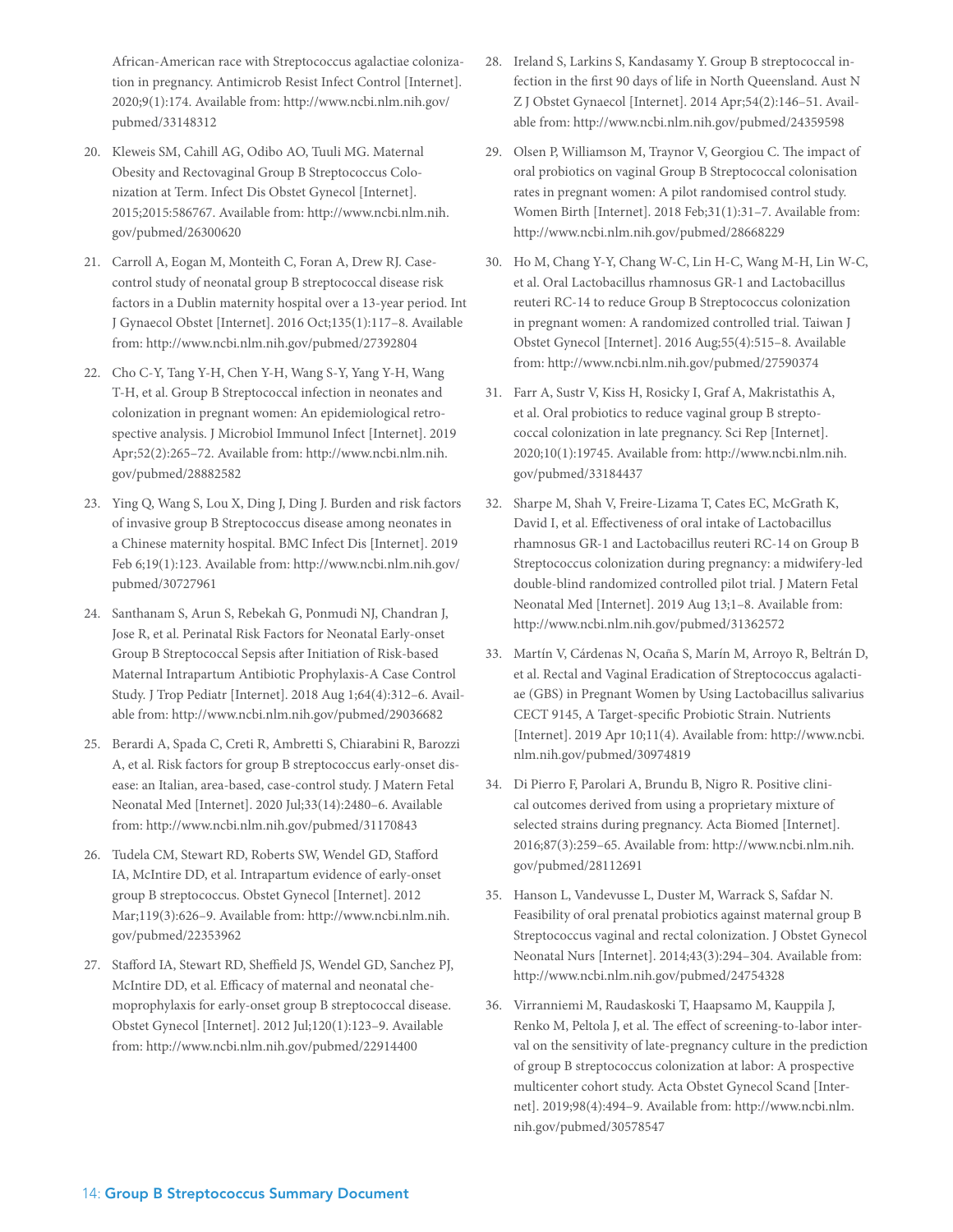African-American race with Streptococcus agalactiae colonization in pregnancy. Antimicrob Resist Infect Control [Internet]. 2020;9(1):174. Available from: http://www.ncbi.nlm.nih.gov/pubmed/33148312

20. Kleweis SM, Cahill AG, Odibo AO, Tuuli MG. Maternal Obesity and Rectovaginal Group B Streptococcus Colonization at Term. Infect Dis Obstet Gynecol [Internet]. 2015;2015:586767. Available from: http://www.ncbi.nlm.nih.gov/pubmed/26300620

21. Carroll A, Eogan M, Monteith C, Foran A, Drew RJ. Case-control study of neonatal group B streptococcal disease risk factors in a Dublin maternity hospital over a 13-year period. Int J Gynaecol Obstet [Internet]. 2016 Oct;135(1):117–8. Available from: http://www.ncbi.nlm.nih.gov/pubmed/27392804

22. Cho C-Y, Tang Y-H, Chen Y-H, Wang S-Y, Yang Y-H, Wang T-H, et al. Group B Streptococcal infection in neonates and colonization in pregnant women: An epidemiological retrospective analysis. J Microbiol Immunol Infect [Internet]. 2019 Apr;52(2):265–72. Available from: http://www.ncbi.nlm.nih.gov/pubmed/28882582

23. Ying Q, Wang S, Lou X, Ding J, Ding J. Burden and risk factors of invasive group B Streptococcus disease among neonates in a Chinese maternity hospital. BMC Infect Dis [Internet]. 2019 Feb 6;19(1):123. Available from: http://www.ncbi.nlm.nih.gov/pubmed/30727961

24. Santhanam S, Arun S, Rebekah G, Ponmudi NJ, Chandran J, Jose R, et al. Perinatal Risk Factors for Neonatal Early-onset Group B Streptococcal Sepsis after Initiation of Risk-based Maternal Intrapartum Antibiotic Prophylaxis-A Case Control Study. J Trop Pediatr [Internet]. 2018 Aug 1;64(4):312–6. Available from: http://www.ncbi.nlm.nih.gov/pubmed/29036682

25. Berardi A, Spada C, Creti R, Ambretti S, Chiarabini R, Barozzi A, et al. Risk factors for group B streptococcus early-onset disease: an Italian, area-based, case-control study. J Matern Fetal Neonatal Med [Internet]. 2020 Jul;33(14):2480–6. Available from: http://www.ncbi.nlm.nih.gov/pubmed/31170843

26. Tudela CM, Stewart RD, Roberts SW, Wendel GD, Stafford IA, McIntire DD, et al. Intrapartum evidence of early-onset group B streptococcus. Obstet Gynecol [Internet]. 2012 Mar;119(3):626–9. Available from: http://www.ncbi.nlm.nih.gov/pubmed/22353962

27. Stafford IA, Stewart RD, Sheffield JS, Wendel GD, Sanchez PJ, McIntire DD, et al. Efficacy of maternal and neonatal chemoprophylaxis for early-onset group B streptococcal disease. Obstet Gynecol [Internet]. 2012 Jul;120(1):123–9. Available from: http://www.ncbi.nlm.nih.gov/pubmed/22914400

28. Ireland S, Larkins S, Kandasamy Y. Group B streptococcal infection in the first 90 days of life in North Queensland. Aust N Z J Obstet Gynaecol [Internet]. 2014 Apr;54(2):146–51. Available from: http://www.ncbi.nlm.nih.gov/pubmed/24359598

29. Olsen P, Williamson M, Traynor V, Georgiou C. The impact of oral probiotics on vaginal Group B Streptococcal colonisation rates in pregnant women: A pilot randomised control study. Women Birth [Internet]. 2018 Feb;31(1):31–7. Available from: http://www.ncbi.nlm.nih.gov/pubmed/28668229

30. Ho M, Chang Y-Y, Chang W-C, Lin H-C, Wang M-H, Lin W-C, et al. Oral Lactobacillus rhamnosus GR-1 and Lactobacillus reuteri RC-14 to reduce Group B Streptococcus colonization in pregnant women: A randomized controlled trial. Taiwan J Obstet Gynecol [Internet]. 2016 Aug;55(4):515–8. Available from: http://www.ncbi.nlm.nih.gov/pubmed/27590374

31. Farr A, Sustr V, Kiss H, Rosicky I, Graf A, Makristathis A, et al. Oral probiotics to reduce vaginal group B streptococcal colonization in late pregnancy. Sci Rep [Internet]. 2020;10(1):19745. Available from: http://www.ncbi.nlm.nih.gov/pubmed/33184437

32. Sharpe M, Shah V, Freire-Lizama T, Cates EC, McGrath K, David I, et al. Effectiveness of oral intake of Lactobacillus rhamnosus GR-1 and Lactobacillus reuteri RC-14 on Group B Streptococcus colonization during pregnancy: a midwifery-led double-blind randomized controlled pilot trial. J Matern Fetal Neonatal Med [Internet]. 2019 Aug 13;1–8. Available from: http://www.ncbi.nlm.nih.gov/pubmed/31362572

33. Martín V, Cárdenas N, Ocaña S, Marín M, Arroyo R, Beltrán D, et al. Rectal and Vaginal Eradication of Streptococcus agalactiae (GBS) in Pregnant Women by Using Lactobacillus salivarius CECT 9145, A Target-specific Probiotic Strain. Nutrients [Internet]. 2019 Apr 10;11(4). Available from: http://www.ncbi.nlm.nih.gov/pubmed/30974819

34. Di Pierro F, Parolari A, Brundu B, Nigro R. Positive clinical outcomes derived from using a proprietary mixture of selected strains during pregnancy. Acta Biomed [Internet]. 2016;87(3):259–65. Available from: http://www.ncbi.nlm.nih.gov/pubmed/28112691

35. Hanson L, Vandevusse L, Duster M, Warrack S, Safdar N. Feasibility of oral prenatal probiotics against maternal group B Streptococcus vaginal and rectal colonization. J Obstet Gynecol Neonatal Nurs [Internet]. 2014;43(3):294–304. Available from: http://www.ncbi.nlm.nih.gov/pubmed/24754328

36. Virranniemi M, Raudaskoski T, Haapsamo M, Kauppila J, Renko M, Peltola J, et al. The effect of screening-to-labor interval on the sensitivity of late-pregnancy culture in the prediction of group B streptococcus colonization at labor: A prospective multicenter cohort study. Acta Obstet Gynecol Scand [Internet]. 2019;98(4):494–9. Available from: http://www.ncbi.nlm.nih.gov/pubmed/30578547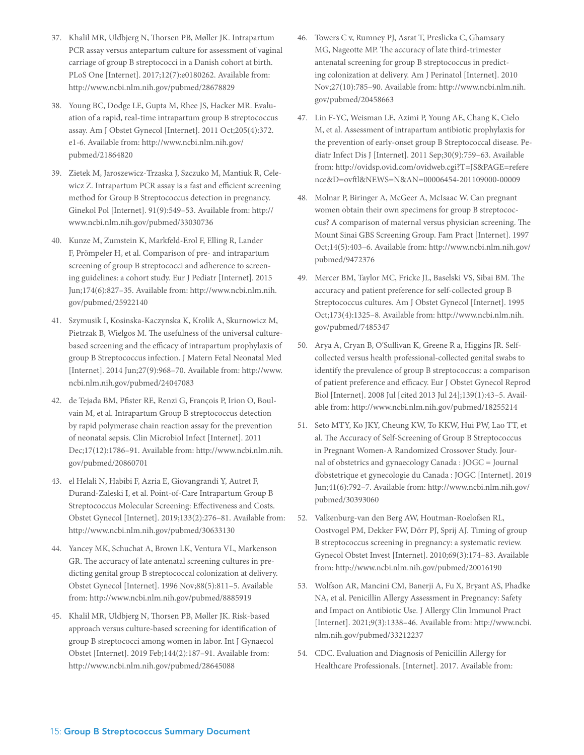37. Khalil MR, Uldbjerg N, Thorsen PB, Møller JK. Intrapartum PCR assay versus antepartum culture for assessment of vaginal carriage of group B streptococci in a Danish cohort at birth. PLoS One [Internet]. 2017;12(7):e0180262. Available from: http://www.ncbi.nlm.nih.gov/pubmed/28678829

38. Young BC, Dodge LE, Gupta M, Rhee JS, Hacker MR. Evaluation of a rapid, real-time intrapartum group B streptococcus assay. Am J Obstet Gynecol [Internet]. 2011 Oct;205(4):372.e1-6. Available from: http://www.ncbi.nlm.nih.gov/pubmed/21864820

39. Zietek M, Jaroszewicz-Trzaska J, Szczuko M, Mantiuk R, Celewicz Z. Intrapartum PCR assay is a fast and efficient screening method for Group B Streptococcus detection in pregnancy. Ginekol Pol [Internet]. 91(9):549–53. Available from: http://www.ncbi.nlm.nih.gov/pubmed/33030736

40. Kunze M, Zumstein K, Markfeld-Erol F, Elling R, Lander F, Prömpeler H, et al. Comparison of pre- and intrapartum screening of group B streptococci and adherence to screening guidelines: a cohort study. Eur J Pediatr [Internet]. 2015 Jun;174(6):827–35. Available from: http://www.ncbi.nlm.nih.gov/pubmed/25922140

41. Szymusik I, Kosinska-Kaczynska K, Krolik A, Skurnowicz M, Pietrzak B, Wielgos M. The usefulness of the universal culture-based screening and the efficacy of intrapartum prophylaxis of group B Streptococcus infection. J Matern Fetal Neonatal Med [Internet]. 2014 Jun;27(9):968–70. Available from: http://www.ncbi.nlm.nih.gov/pubmed/24047083

42. de Tejada BM, Pfister RE, Renzi G, François P, Irion O, Boulvain M, et al. Intrapartum Group B streptococcus detection by rapid polymerase chain reaction assay for the prevention of neonatal sepsis. Clin Microbiol Infect [Internet]. 2011 Dec;17(12):1786–91. Available from: http://www.ncbi.nlm.nih.gov/pubmed/20860701

43. el Helali N, Habibi F, Azria E, Giovangrandi Y, Autret F, Durand-Zaleski I, et al. Point-of-Care Intrapartum Group B Streptococcus Molecular Screening: Effectiveness and Costs. Obstet Gynecol [Internet]. 2019;133(2):276–81. Available from: http://www.ncbi.nlm.nih.gov/pubmed/30633130

44. Yancey MK, Schuchat A, Brown LK, Ventura VL, Markenson GR. The accuracy of late antenatal screening cultures in predicting genital group B streptococcal colonization at delivery. Obstet Gynecol [Internet]. 1996 Nov;88(5):811–5. Available from: http://www.ncbi.nlm.nih.gov/pubmed/8885919

45. Khalil MR, Uldbjerg N, Thorsen PB, Møller JK. Risk-based approach versus culture-based screening for identification of group B streptococci among women in labor. Int J Gynaecol Obstet [Internet]. 2019 Feb;144(2):187–91. Available from: http://www.ncbi.nlm.nih.gov/pubmed/28645088

46. Towers C v, Rumney PJ, Asrat T, Preslicka C, Ghamsary MG, Nageotte MP. The accuracy of late third-trimester antenatal screening for group B streptococcus in predicting colonization at delivery. Am J Perinatol [Internet]. 2010 Nov;27(10):785–90. Available from: http://www.ncbi.nlm.nih.gov/pubmed/20458663

47. Lin F-YC, Weisman LE, Azimi P, Young AE, Chang K, Cielo M, et al. Assessment of intrapartum antibiotic prophylaxis for the prevention of early-onset group B Streptococcal disease. Pediatr Infect Dis J [Internet]. 2011 Sep;30(9):759–63. Available from: http://ovidsp.ovid.com/ovidweb.cgi?T=JS&PAGE=reference&D=ovftl&NEWS=N&AN=00006454-201109000-00009

48. Molnar P, Biringer A, McGeer A, McIsaac W. Can pregnant women obtain their own specimens for group B streptococcus? A comparison of maternal versus physician screening. The Mount Sinai GBS Screening Group. Fam Pract [Internet]. 1997 Oct;14(5):403–6. Available from: http://www.ncbi.nlm.nih.gov/pubmed/9472376

49. Mercer BM, Taylor MC, Fricke JL, Baselski VS, Sibai BM. The accuracy and patient preference for self-collected group B Streptococcus cultures. Am J Obstet Gynecol [Internet]. 1995 Oct;173(4):1325–8. Available from: http://www.ncbi.nlm.nih.gov/pubmed/7485347

50. Arya A, Cryan B, O'Sullivan K, Greene R a, Higgins JR. Self-collected versus health professional-collected genital swabs to identify the prevalence of group B streptococcus: a comparison of patient preference and efficacy. Eur J Obstet Gynecol Reprod Biol [Internet]. 2008 Jul [cited 2013 Jul 24];139(1):43–5. Available from: http://www.ncbi.nlm.nih.gov/pubmed/18255214

51. Seto MTY, Ko JKY, Cheung KW, To KKW, Hui PW, Lao TT, et al. The Accuracy of Self-Screening of Group B Streptococcus in Pregnant Women-A Randomized Crossover Study. Journal of obstetrics and gynaecology Canada : JOGC = Journal d'obstetrique et gynecologie du Canada : JOGC [Internet]. 2019 Jun;41(6):792–7. Available from: http://www.ncbi.nlm.nih.gov/pubmed/30393060

52. Valkenburg-van den Berg AW, Houtman-Roelofsen RL, Oostvogel PM, Dekker FW, Dörr PJ, Sprij AJ. Timing of group B streptococcus screening in pregnancy: a systematic review. Gynecol Obstet Invest [Internet]. 2010;69(3):174–83. Available from: http://www.ncbi.nlm.nih.gov/pubmed/20016190

53. Wolfson AR, Mancini CM, Banerji A, Fu X, Bryant AS, Phadke NA, et al. Penicillin Allergy Assessment in Pregnancy: Safety and Impact on Antibiotic Use. J Allergy Clin Immunol Pract [Internet]. 2021;9(3):1338–46. Available from: http://www.ncbi.nlm.nih.gov/pubmed/33212237

54. CDC. Evaluation and Diagnosis of Penicillin Allergy for Healthcare Professionals. [Internet]. 2017. Available from: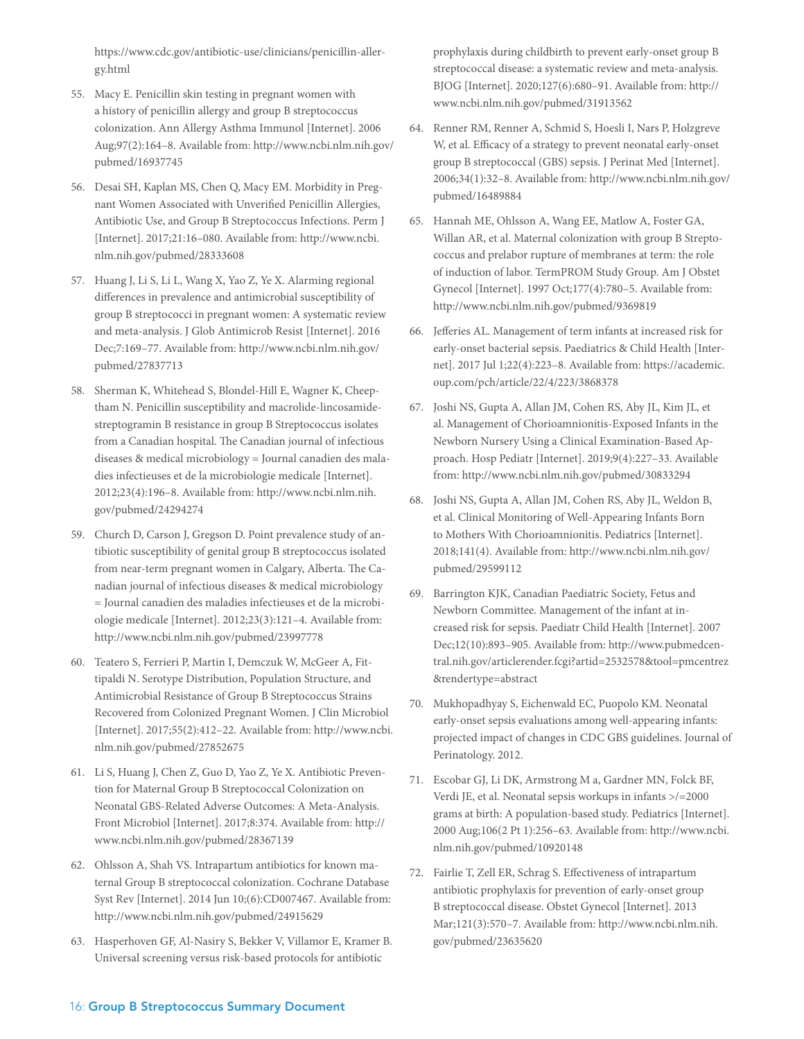https://www.cdc.gov/antibiotic-use/clinicians/penicillin-allergy.html

55. Macy E. Penicillin skin testing in pregnant women with a history of penicillin allergy and group B streptococcus colonization. Ann Allergy Asthma Immunol [Internet]. 2006 Aug;97(2):164–8. Available from: http://www.ncbi.nlm.nih.gov/pubmed/16937745

56. Desai SH, Kaplan MS, Chen Q, Macy EM. Morbidity in Pregnant Women Associated with Unverified Penicillin Allergies, Antibiotic Use, and Group B Streptococcus Infections. Perm J [Internet]. 2017;21:16–080. Available from: http://www.ncbi.nlm.nih.gov/pubmed/28333608

57. Huang J, Li S, Li L, Wang X, Yao Z, Ye X. Alarming regional differences in prevalence and antimicrobial susceptibility of group B streptococci in pregnant women: A systematic review and meta-analysis. J Glob Antimicrob Resist [Internet]. 2016 Dec;7:169–77. Available from: http://www.ncbi.nlm.nih.gov/pubmed/27837713

58. Sherman K, Whitehead S, Blondel-Hill E, Wagner K, Cheeptham N. Penicillin susceptibility and macrolide-lincosamide-streptogramin B resistance in group B Streptococcus isolates from a Canadian hospital. The Canadian journal of infectious diseases & medical microbiology = Journal canadien des maladies infectieuses et de la microbiologie medicale [Internet]. 2012;23(4):196–8. Available from: http://www.ncbi.nlm.nih.gov/pubmed/24294274

59. Church D, Carson J, Gregson D. Point prevalence study of antibiotic susceptibility of genital group B streptococcus isolated from near-term pregnant women in Calgary, Alberta. The Canadian journal of infectious diseases & medical microbiology = Journal canadien des maladies infectieuses et de la microbiologie medicale [Internet]. 2012;23(3):121–4. Available from: http://www.ncbi.nlm.nih.gov/pubmed/23997778

60. Teatero S, Ferrieri P, Martin I, Demczuk W, McGeer A, Fittipaldi N. Serotype Distribution, Population Structure, and Antimicrobial Resistance of Group B Streptococcus Strains Recovered from Colonized Pregnant Women. J Clin Microbiol [Internet]. 2017;55(2):412–22. Available from: http://www.ncbi.nlm.nih.gov/pubmed/27852675

61. Li S, Huang J, Chen Z, Guo D, Yao Z, Ye X. Antibiotic Prevention for Maternal Group B Streptococcal Colonization on Neonatal GBS-Related Adverse Outcomes: A Meta-Analysis. Front Microbiol [Internet]. 2017;8:374. Available from: http://www.ncbi.nlm.nih.gov/pubmed/28367139

62. Ohlsson A, Shah VS. Intrapartum antibiotics for known maternal Group B streptococcal colonization. Cochrane Database Syst Rev [Internet]. 2014 Jun 10;(6):CD007467. Available from: http://www.ncbi.nlm.nih.gov/pubmed/24915629

63. Hasperhoven GF, Al-Nasiry S, Bekker V, Villamor E, Kramer B. Universal screening versus risk-based protocols for antibiotic prophylaxis during childbirth to prevent early-onset group B streptococcal disease: a systematic review and meta-analysis. BJOG [Internet]. 2020;127(6):680–91. Available from: http://www.ncbi.nlm.nih.gov/pubmed/31913562

64. Renner RM, Renner A, Schmid S, Hoesli I, Nars P, Holzgreve W, et al. Efficacy of a strategy to prevent neonatal early-onset group B streptococcal (GBS) sepsis. J Perinat Med [Internet]. 2006;34(1):32–8. Available from: http://www.ncbi.nlm.nih.gov/pubmed/16489884

65. Hannah ME, Ohlsson A, Wang EE, Matlow A, Foster GA, Willan AR, et al. Maternal colonization with group B Streptococcus and prelabor rupture of membranes at term: the role of induction of labor. TermPROM Study Group. Am J Obstet Gynecol [Internet]. 1997 Oct;177(4):780–5. Available from: http://www.ncbi.nlm.nih.gov/pubmed/9369819

66. Jefferies AL. Management of term infants at increased risk for early-onset bacterial sepsis. Paediatrics & Child Health [Internet]. 2017 Jul 1;22(4):223–8. Available from: https://academic.oup.com/pch/article/22/4/223/3868378

67. Joshi NS, Gupta A, Allan JM, Cohen RS, Aby JL, Kim JL, et al. Management of Chorioamnionitis-Exposed Infants in the Newborn Nursery Using a Clinical Examination-Based Approach. Hosp Pediatr [Internet]. 2019;9(4):227–33. Available from: http://www.ncbi.nlm.nih.gov/pubmed/30833294

68. Joshi NS, Gupta A, Allan JM, Cohen RS, Aby JL, Weldon B, et al. Clinical Monitoring of Well-Appearing Infants Born to Mothers With Chorioamnionitis. Pediatrics [Internet]. 2018;141(4). Available from: http://www.ncbi.nlm.nih.gov/pubmed/29599112

69. Barrington KJK, Canadian Paediatric Society, Fetus and Newborn Committee. Management of the infant at increased risk for sepsis. Paediatr Child Health [Internet]. 2007 Dec;12(10):893–905. Available from: http://www.pubmedcentral.nih.gov/articlerender.fcgi?artid=2532578&tool=pmcentrez&rendertype=abstract

70. Mukhopadhyay S, Eichenwald EC, Puopolo KM. Neonatal early-onset sepsis evaluations among well-appearing infants: projected impact of changes in CDC GBS guidelines. Journal of Perinatology. 2012.

71. Escobar GJ, Li DK, Armstrong M a, Gardner MN, Folck BF, Verdi JE, et al. Neonatal sepsis workups in infants >/=2000 grams at birth: A population-based study. Pediatrics [Internet]. 2000 Aug;106(2 Pt 1):256–63. Available from: http://www.ncbi.nlm.nih.gov/pubmed/10920148

72. Fairlie T, Zell ER, Schrag S. Effectiveness of intrapartum antibiotic prophylaxis for prevention of early-onset group B streptococcal disease. Obstet Gynecol [Internet]. 2013 Mar;121(3):570–7. Available from: http://www.ncbi.nlm.nih.gov/pubmed/23635620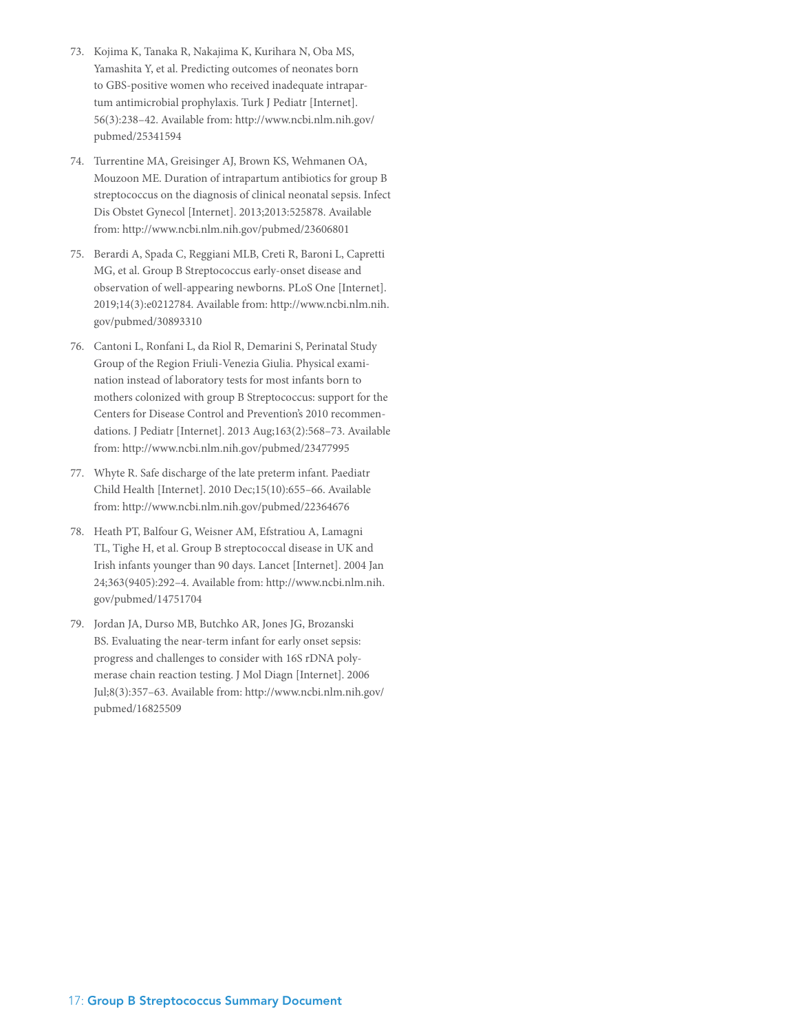73. Kojima K, Tanaka R, Nakajima K, Kurihara N, Oba MS, Yamashita Y, et al. Predicting outcomes of neonates born to GBS-positive women who received inadequate intrapartum antimicrobial prophylaxis. Turk J Pediatr [Internet]. 56(3):238–42. Available from: http://www.ncbi.nlm.nih.gov/pubmed/25341594

74. Turrentine MA, Greisinger AJ, Brown KS, Wehmanen OA, Mouzoon ME. Duration of intrapartum antibiotics for group B streptococcus on the diagnosis of clinical neonatal sepsis. Infect Dis Obstet Gynecol [Internet]. 2013;2013:525878. Available from: http://www.ncbi.nlm.nih.gov/pubmed/23606801

75. Berardi A, Spada C, Reggiani MLB, Creti R, Baroni L, Capretti MG, et al. Group B Streptococcus early-onset disease and observation of well-appearing newborns. PLoS One [Internet]. 2019;14(3):e0212784. Available from: http://www.ncbi.nlm.nih.gov/pubmed/30893310

76. Cantoni L, Ronfani L, da Riol R, Demarini S, Perinatal Study Group of the Region Friuli-Venezia Giulia. Physical examination instead of laboratory tests for most infants born to mothers colonized with group B Streptococcus: support for the Centers for Disease Control and Prevention's 2010 recommendations. J Pediatr [Internet]. 2013 Aug;163(2):568–73. Available from: http://www.ncbi.nlm.nih.gov/pubmed/23477995

77. Whyte R. Safe discharge of the late preterm infant. Paediatr Child Health [Internet]. 2010 Dec;15(10):655–66. Available from: http://www.ncbi.nlm.nih.gov/pubmed/22364676

78. Heath PT, Balfour G, Weisner AM, Efstratiou A, Lamagni TL, Tighe H, et al. Group B streptococcal disease in UK and Irish infants younger than 90 days. Lancet [Internet]. 2004 Jan 24;363(9405):292–4. Available from: http://www.ncbi.nlm.nih.gov/pubmed/14751704

79. Jordan JA, Durso MB, Butchko AR, Jones JG, Brozanski BS. Evaluating the near-term infant for early onset sepsis: progress and challenges to consider with 16S rDNA polymerase chain reaction testing. J Mol Diagn [Internet]. 2006 Jul;8(3):357–63. Available from: http://www.ncbi.nlm.nih.gov/pubmed/16825509